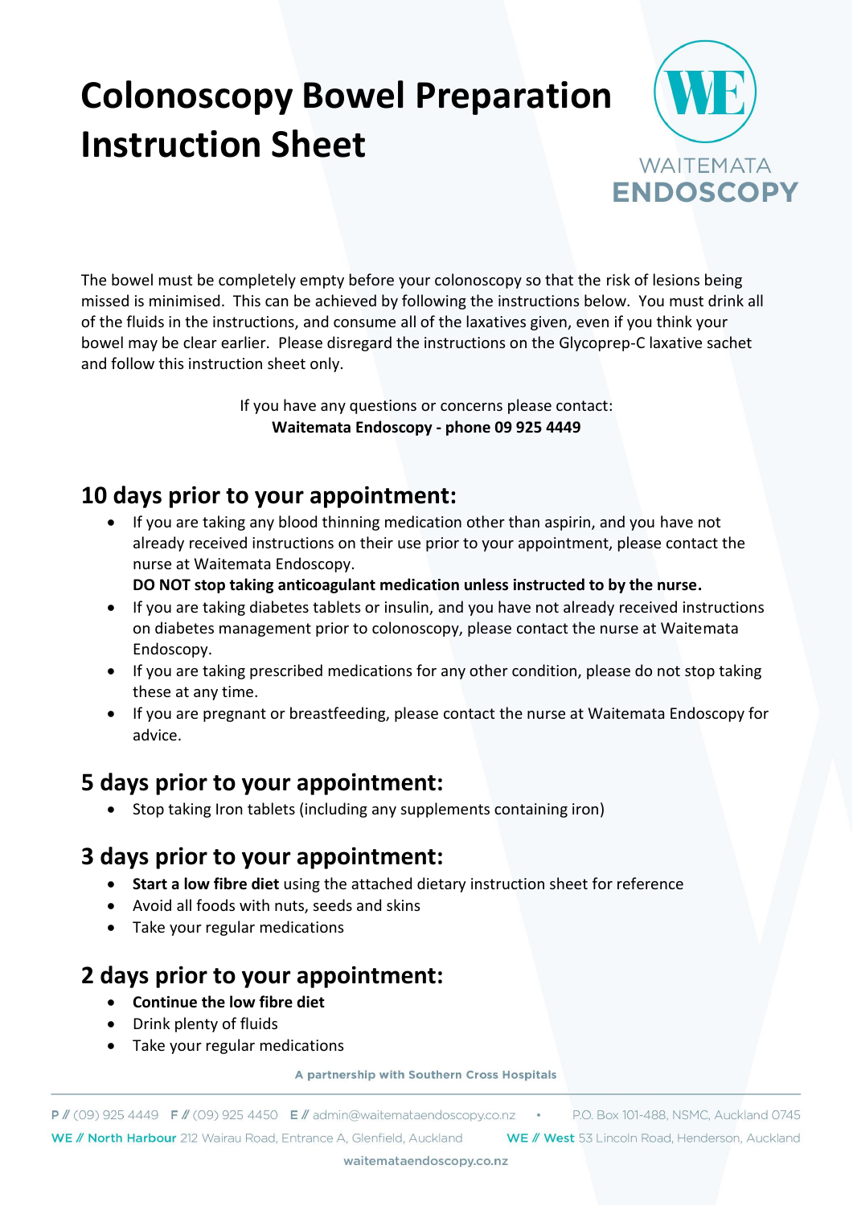# Colonoscopy Bowel Preparation Instruction Sheet

WAITEMATA ENDOSCOPY

The bowel must be completely empty before your colonoscopy so that the risk of lesions being missed is minimised. This can be achieved by following the instructions below. You must drink all of the fluids in the instructions, and consume all of the laxatives given, even if you think your bowel may be clear earlier. Please disregard the instructions on the Glycoprep-C laxative sachet and follow this instruction sheet only.

If you have any questions or concerns please contact:
**Waitemata Endoscopy - phone 09 925 4449**

## 10 days prior to your appointment:

- If you are taking any blood thinning medication other than aspirin, and you have not already received instructions on their use prior to your appointment, please contact the nurse at Waitemata Endoscopy.
  **DO NOT stop taking anticoagulant medication unless instructed to by the nurse.**
- If you are taking diabetes tablets or insulin, and you have not already received instructions on diabetes management prior to colonoscopy, please contact the nurse at Waitemata Endoscopy.
- If you are taking prescribed medications for any other condition, please do not stop taking these at any time.
- If you are pregnant or breastfeeding, please contact the nurse at Waitemata Endoscopy for advice.

## 5 days prior to your appointment:

- Stop taking Iron tablets (including any supplements containing iron)

## 3 days prior to your appointment:

- **Start a low fibre diet** using the attached dietary instruction sheet for reference
- Avoid all foods with nuts, seeds and skins
- Take your regular medications

## 2 days prior to your appointment:

- **Continue the low fibre diet**
- Drink plenty of fluids
- Take your regular medications

A partnership with Southern Cross Hospitals

P // (09) 925 4449 F // (09) 925 4450 E // admin@waitemataendoscopy.co.nz • P.O. Box 101-488, NSMC, Auckland 0745
WE // North Harbour 212 Wairau Road, Entrance A, Glenfield, Auckland WE // West 53 Lincoln Road, Henderson, Auckland
waitemataendoscopy.co.nz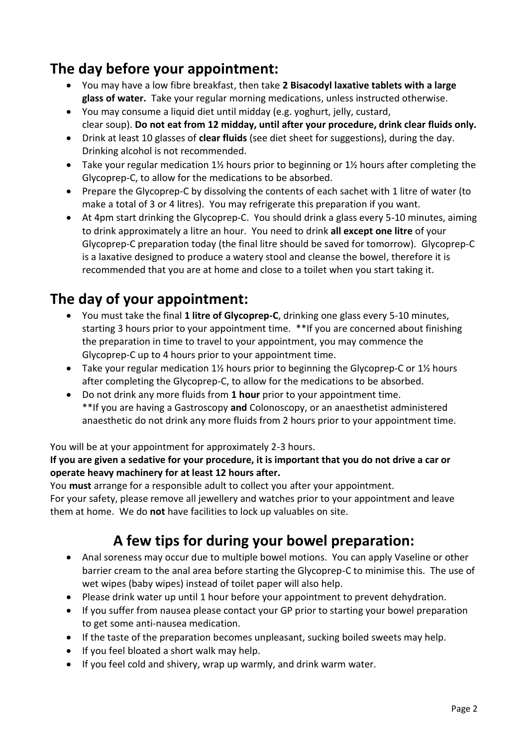## The day before your appointment:

- You may have a low fibre breakfast, then take **2 Bisacodyl laxative tablets with a large glass of water.** Take your regular morning medications, unless instructed otherwise.
- You may consume a liquid diet until midday (e.g. yoghurt, jelly, custard, clear soup). **Do not eat from 12 midday, until after your procedure, drink clear fluids only.**
- Drink at least 10 glasses of **clear fluids** (see diet sheet for suggestions), during the day. Drinking alcohol is not recommended.
- Take your regular medication 1½ hours prior to beginning or 1½ hours after completing the Glycoprep-C, to allow for the medications to be absorbed.
- Prepare the Glycoprep-C by dissolving the contents of each sachet with 1 litre of water (to make a total of 3 or 4 litres). You may refrigerate this preparation if you want.
- At 4pm start drinking the Glycoprep-C. You should drink a glass every 5-10 minutes, aiming to drink approximately a litre an hour. You need to drink **all except one litre** of your Glycoprep-C preparation today (the final litre should be saved for tomorrow). Glycoprep-C is a laxative designed to produce a watery stool and cleanse the bowel, therefore it is recommended that you are at home and close to a toilet when you start taking it.

## The day of your appointment:

- You must take the final **1 litre of Glycoprep-C**, drinking one glass every 5-10 minutes, starting 3 hours prior to your appointment time. **If you are concerned about finishing the preparation in time to travel to your appointment, you may commence the Glycoprep-C up to 4 hours prior to your appointment time.
- Take your regular medication 1½ hours prior to beginning the Glycoprep-C or 1½ hours after completing the Glycoprep-C, to allow for the medications to be absorbed.
- Do not drink any more fluids from **1 hour** prior to your appointment time. **If you are having a Gastroscopy **and** Colonoscopy, or an anaesthetist administered anaesthetic do not drink any more fluids from 2 hours prior to your appointment time.

You will be at your appointment for approximately 2-3 hours.

**If you are given a sedative for your procedure, it is important that you do not drive a car or operate heavy machinery for at least 12 hours after.**

You **must** arrange for a responsible adult to collect you after your appointment.

For your safety, please remove all jewellery and watches prior to your appointment and leave them at home. We do **not** have facilities to lock up valuables on site.

## A few tips for during your bowel preparation:

- Anal soreness may occur due to multiple bowel motions. You can apply Vaseline or other barrier cream to the anal area before starting the Glycoprep-C to minimise this. The use of wet wipes (baby wipes) instead of toilet paper will also help.
- Please drink water up until 1 hour before your appointment to prevent dehydration.
- If you suffer from nausea please contact your GP prior to starting your bowel preparation to get some anti-nausea medication.
- If the taste of the preparation becomes unpleasant, sucking boiled sweets may help.
- If you feel bloated a short walk may help.
- If you feel cold and shivery, wrap up warmly, and drink warm water.